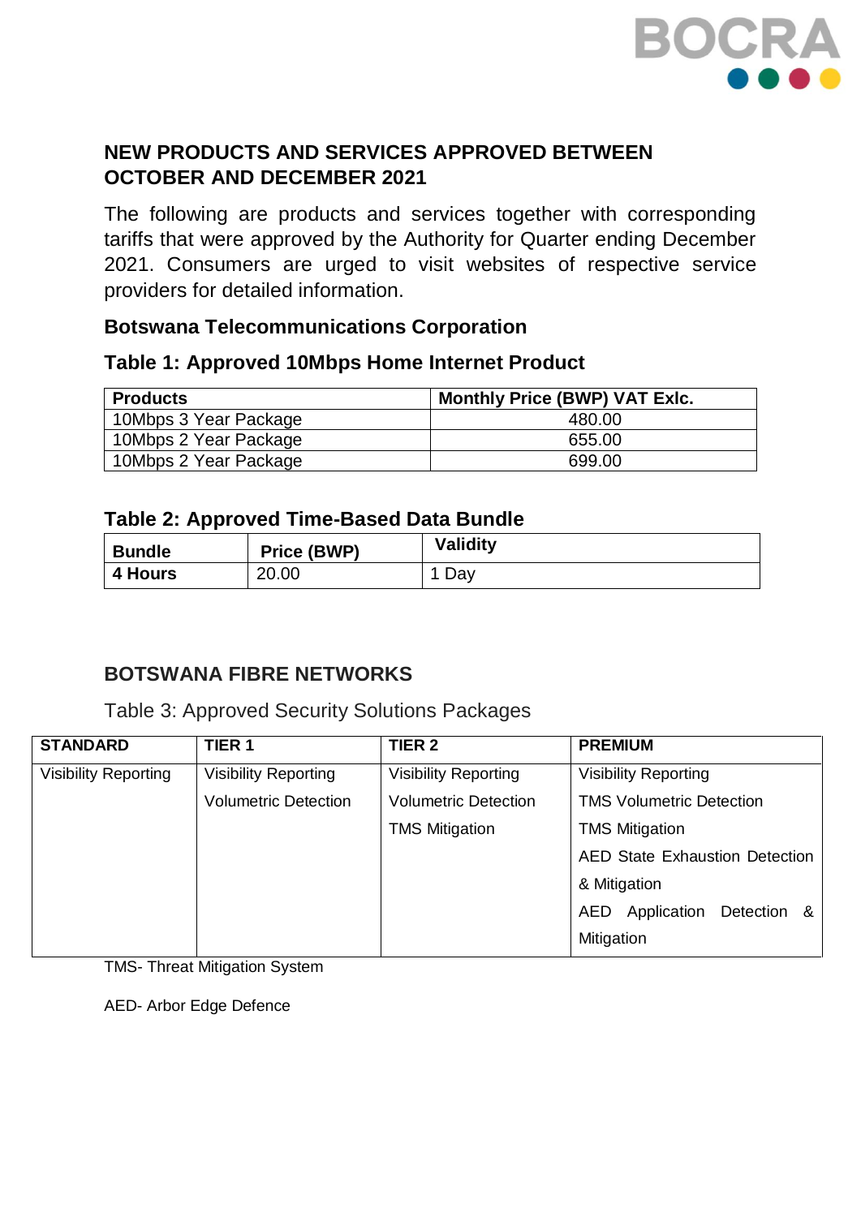## NEW PRODUCTS AND SERVICES APPROVED BETWEEN OCTOBER AND DECEMBER 2021

The following are products and services together with corresponding tariffs that were approved by the Authority for Quarter ending December 2021. Consumers are urged to visit websites of respective service providers for detailed information.

### Botswana Telecommunications Corporation

**Table 1: Approved 10Mbps Home Internet Product**

| Products | Monthly Price (BWP) VAT Exlc. |
|---|---|
| 10Mbps 3 Year Package | 480.00 |
| 10Mbps 2 Year Package | 655.00 |
| 10Mbps 2 Year Package | 699.00 |

**Table 2: Approved Time-Based Data Bundle**

| Bundle | Price (BWP) | Validity |
|---|---|---|
| **4 Hours** | 20.00 | 1 Day |

### BOTSWANA FIBRE NETWORKS

Table 3: Approved Security Solutions Packages

| STANDARD | TIER 1 | TIER 2 | PREMIUM |
|---|---|---|---|
| Visibility Reporting | Visibility Reporting | Visibility Reporting | Visibility Reporting |
| | Volumetric Detection | Volumetric Detection | TMS Volumetric Detection |
| | | TMS Mitigation | TMS Mitigation |
| | | | AED State Exhaustion Detection & Mitigation |
| | | | AED Application Detection & Mitigation |

TMS- Threat Mitigation System

AED- Arbor Edge Defence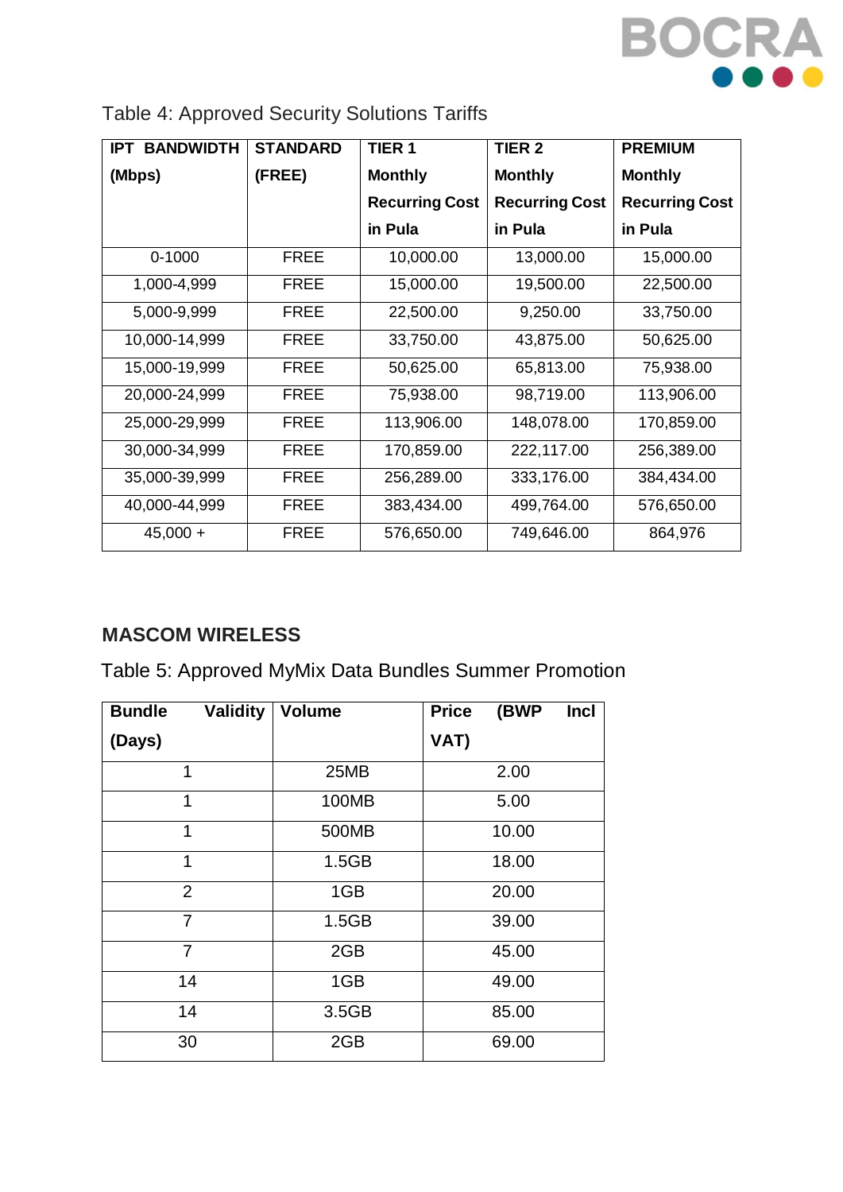Table 4: Approved Security Solutions Tariffs

| IPT BANDWIDTH (Mbps) | STANDARD (FREE) | TIER 1 Monthly Recurring Cost in Pula | TIER 2 Monthly Recurring Cost in Pula | PREMIUM Monthly Recurring Cost in Pula |
|---|---|---|---|---|
| 0-1000 | FREE | 10,000.00 | 13,000.00 | 15,000.00 |
| 1,000-4,999 | FREE | 15,000.00 | 19,500.00 | 22,500.00 |
| 5,000-9,999 | FREE | 22,500.00 | 9,250.00 | 33,750.00 |
| 10,000-14,999 | FREE | 33,750.00 | 43,875.00 | 50,625.00 |
| 15,000-19,999 | FREE | 50,625.00 | 65,813.00 | 75,938.00 |
| 20,000-24,999 | FREE | 75,938.00 | 98,719.00 | 113,906.00 |
| 25,000-29,999 | FREE | 113,906.00 | 148,078.00 | 170,859.00 |
| 30,000-34,999 | FREE | 170,859.00 | 222,117.00 | 256,389.00 |
| 35,000-39,999 | FREE | 256,289.00 | 333,176.00 | 384,434.00 |
| 40,000-44,999 | FREE | 383,434.00 | 499,764.00 | 576,650.00 |
| 45,000 + | FREE | 576,650.00 | 749,646.00 | 864,976 |

## MASCOM WIRELESS

Table 5: Approved MyMix Data Bundles Summer Promotion

| Bundle Validity (Days) | Volume | Price (BWP Incl VAT) |
|---|---|---|
| 1 | 25MB | 2.00 |
| 1 | 100MB | 5.00 |
| 1 | 500MB | 10.00 |
| 1 | 1.5GB | 18.00 |
| 2 | 1GB | 20.00 |
| 7 | 1.5GB | 39.00 |
| 7 | 2GB | 45.00 |
| 14 | 1GB | 49.00 |
| 14 | 3.5GB | 85.00 |
| 30 | 2GB | 69.00 |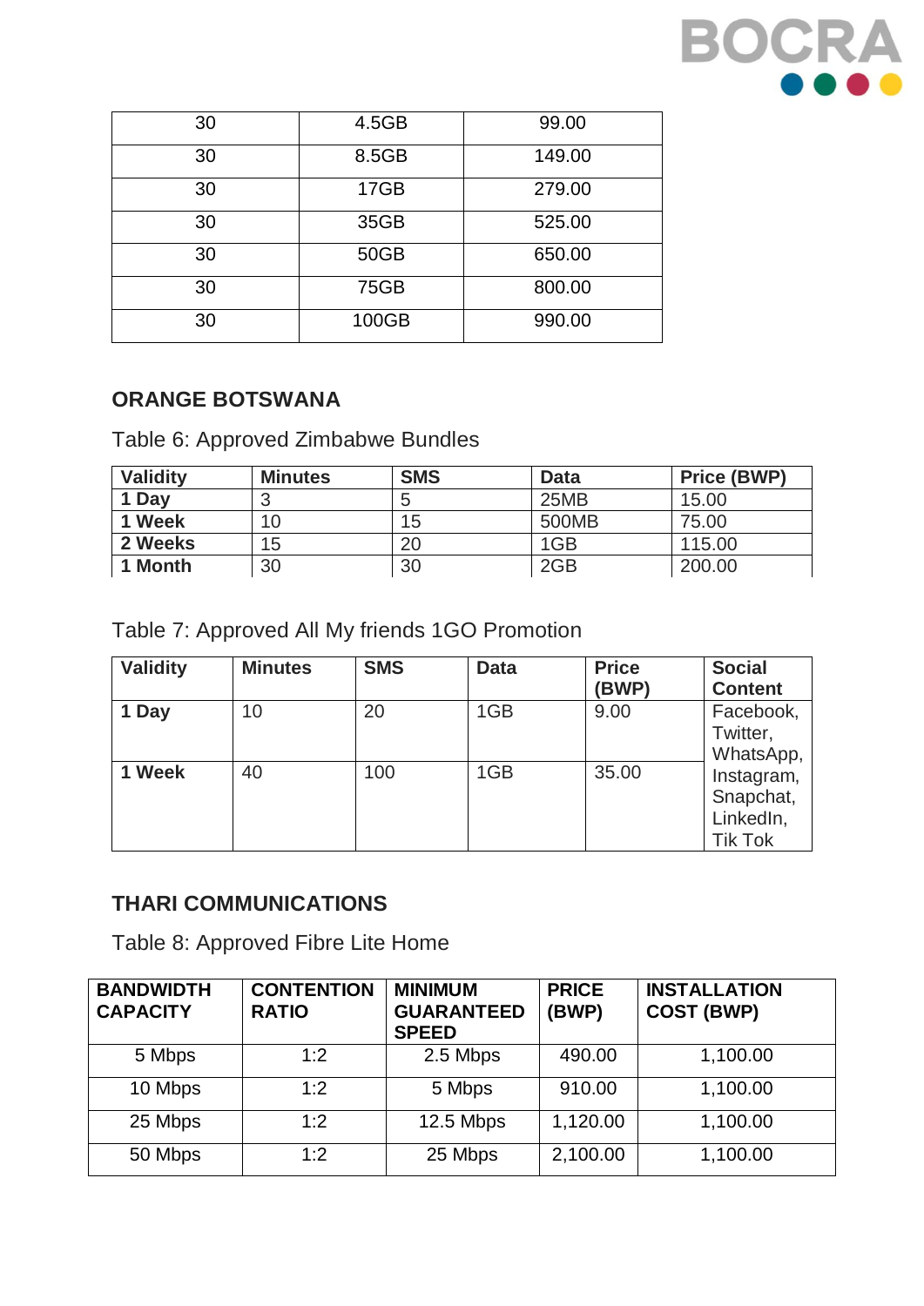| 30 | 4.5GB | 99.00 |
|---|---|---|
| 30 | 8.5GB | 149.00 |
| 30 | 17GB | 279.00 |
| 30 | 35GB | 525.00 |
| 30 | 50GB | 650.00 |
| 30 | 75GB | 800.00 |
| 30 | 100GB | 990.00 |

## ORANGE BOTSWANA

Table 6: Approved Zimbabwe Bundles

| Validity | Minutes | SMS | Data | Price (BWP) |
|---|---|---|---|---|
| 1 Day | 3 | 5 | 25MB | 15.00 |
| 1 Week | 10 | 15 | 500MB | 75.00 |
| 2 Weeks | 15 | 20 | 1GB | 115.00 |
| 1 Month | 30 | 30 | 2GB | 200.00 |

Table 7: Approved All My friends 1GO Promotion

| Validity | Minutes | SMS | Data | Price (BWP) | Social Content |
|---|---|---|---|---|---|
| 1 Day | 10 | 20 | 1GB | 9.00 | Facebook, Twitter, WhatsApp, Instagram, Snapchat, LinkedIn, Tik Tok |
| 1 Week | 40 | 100 | 1GB | 35.00 | |

## THARI COMMUNICATIONS

Table 8: Approved Fibre Lite Home

| BANDWIDTH CAPACITY | CONTENTION RATIO | MINIMUM GUARANTEED SPEED | PRICE (BWP) | INSTALLATION COST (BWP) |
|---|---|---|---|---|
| 5 Mbps | 1:2 | 2.5 Mbps | 490.00 | 1,100.00 |
| 10 Mbps | 1:2 | 5 Mbps | 910.00 | 1,100.00 |
| 25 Mbps | 1:2 | 12.5 Mbps | 1,120.00 | 1,100.00 |
| 50 Mbps | 1:2 | 25 Mbps | 2,100.00 | 1,100.00 |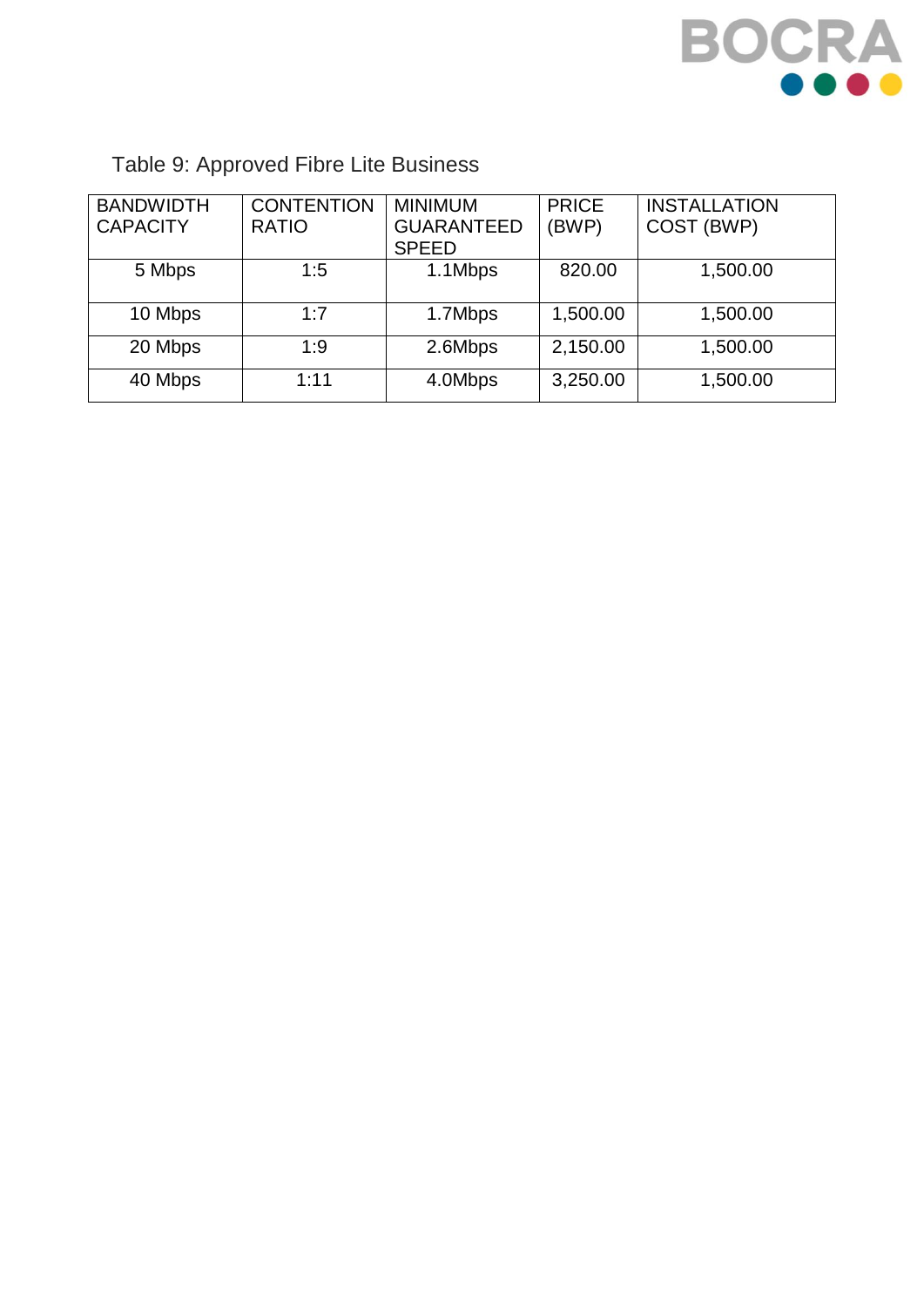Table 9: Approved Fibre Lite Business

| BANDWIDTH CAPACITY | CONTENTION RATIO | MINIMUM GUARANTEED SPEED | PRICE (BWP) | INSTALLATION COST (BWP) |
|---|---|---|---|---|
| 5 Mbps | 1:5 | 1.1Mbps | 820.00 | 1,500.00 |
| 10 Mbps | 1:7 | 1.7Mbps | 1,500.00 | 1,500.00 |
| 20 Mbps | 1:9 | 2.6Mbps | 2,150.00 | 1,500.00 |
| 40 Mbps | 1:11 | 4.0Mbps | 3,250.00 | 1,500.00 |